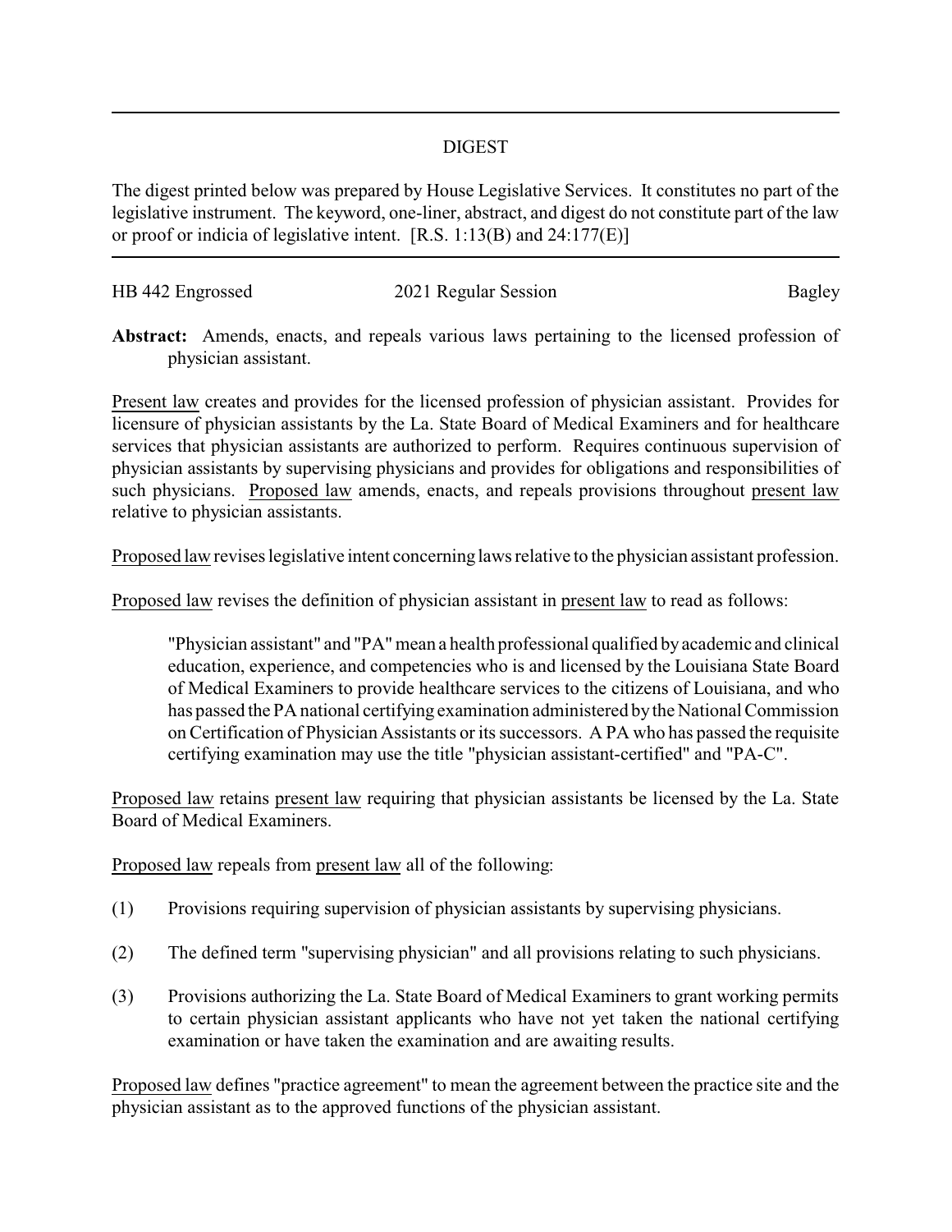# DIGEST

The digest printed below was prepared by House Legislative Services. It constitutes no part of the legislative instrument. The keyword, one-liner, abstract, and digest do not constitute part of the law or proof or indicia of legislative intent. [R.S. 1:13(B) and 24:177(E)]

| HB 442 Engrossed | 2021 Regular Session | Bagley |
|---|---|---|

**Abstract:** Amends, enacts, and repeals various laws pertaining to the licensed profession of physician assistant.

Present law creates and provides for the licensed profession of physician assistant. Provides for licensure of physician assistants by the La. State Board of Medical Examiners and for healthcare services that physician assistants are authorized to perform. Requires continuous supervision of physician assistants by supervising physicians and provides for obligations and responsibilities of such physicians. Proposed law amends, enacts, and repeals provisions throughout present law relative to physician assistants.

Proposed law revises legislative intent concerning laws relative to the physician assistant profession.

Proposed law revises the definition of physician assistant in present law to read as follows:

> "Physician assistant" and "PA" mean a health professional qualified by academic and clinical education, experience, and competencies who is and licensed by the Louisiana State Board of Medical Examiners to provide healthcare services to the citizens of Louisiana, and who has passed the PA national certifying examination administered by the National Commission on Certification of Physician Assistants or its successors. A PA who has passed the requisite certifying examination may use the title "physician assistant-certified" and "PA-C".

Proposed law retains present law requiring that physician assistants be licensed by the La. State Board of Medical Examiners.

Proposed law repeals from present law all of the following:

(1) Provisions requiring supervision of physician assistants by supervising physicians.

(2) The defined term "supervising physician" and all provisions relating to such physicians.

(3) Provisions authorizing the La. State Board of Medical Examiners to grant working permits to certain physician assistant applicants who have not yet taken the national certifying examination or have taken the examination and are awaiting results.

Proposed law defines "practice agreement" to mean the agreement between the practice site and the physician assistant as to the approved functions of the physician assistant.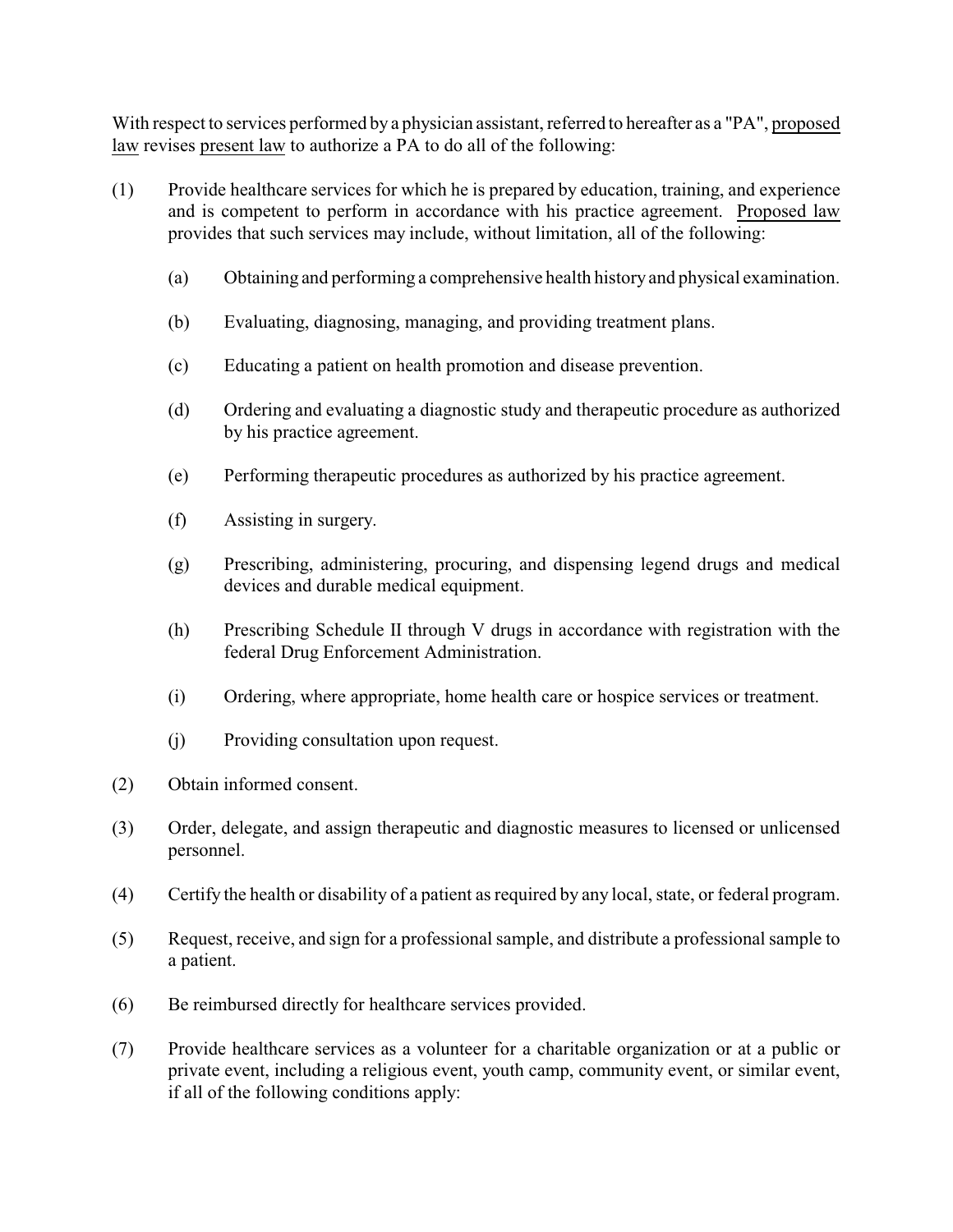With respect to services performed by a physician assistant, referred to hereafter as a "PA", proposed law revises present law to authorize a PA to do all of the following:

(1) Provide healthcare services for which he is prepared by education, training, and experience and is competent to perform in accordance with his practice agreement. Proposed law provides that such services may include, without limitation, all of the following:

   (a) Obtaining and performing a comprehensive health history and physical examination.

   (b) Evaluating, diagnosing, managing, and providing treatment plans.

   (c) Educating a patient on health promotion and disease prevention.

   (d) Ordering and evaluating a diagnostic study and therapeutic procedure as authorized by his practice agreement.

   (e) Performing therapeutic procedures as authorized by his practice agreement.

   (f) Assisting in surgery.

   (g) Prescribing, administering, procuring, and dispensing legend drugs and medical devices and durable medical equipment.

   (h) Prescribing Schedule II through V drugs in accordance with registration with the federal Drug Enforcement Administration.

   (i) Ordering, where appropriate, home health care or hospice services or treatment.

   (j) Providing consultation upon request.

(2) Obtain informed consent.

(3) Order, delegate, and assign therapeutic and diagnostic measures to licensed or unlicensed personnel.

(4) Certify the health or disability of a patient as required by any local, state, or federal program.

(5) Request, receive, and sign for a professional sample, and distribute a professional sample to a patient.

(6) Be reimbursed directly for healthcare services provided.

(7) Provide healthcare services as a volunteer for a charitable organization or at a public or private event, including a religious event, youth camp, community event, or similar event, if all of the following conditions apply: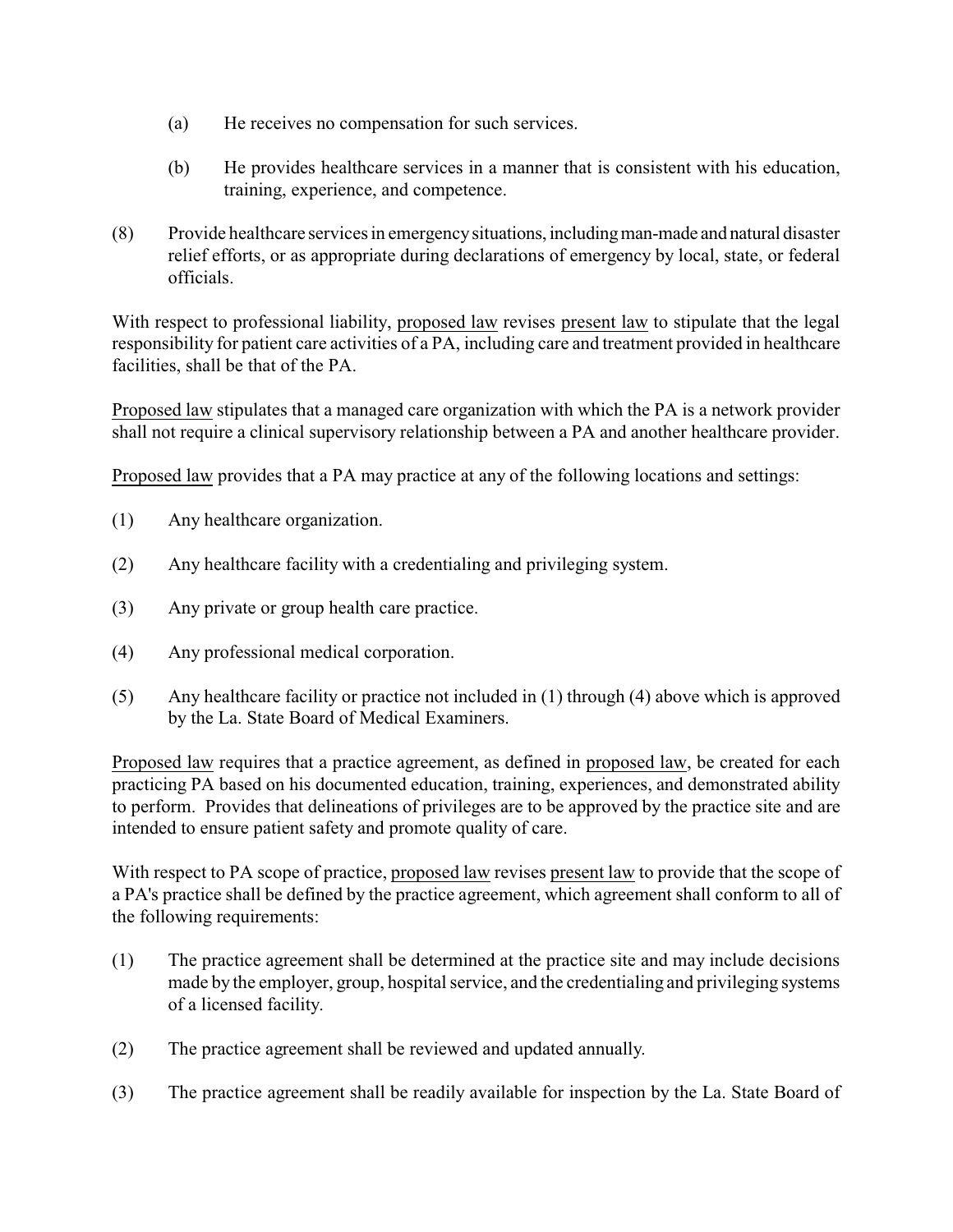(a) He receives no compensation for such services.

(b) He provides healthcare services in a manner that is consistent with his education, training, experience, and competence.

(8) Provide healthcare services in emergency situations, including man-made and natural disaster relief efforts, or as appropriate during declarations of emergency by local, state, or federal officials.

With respect to professional liability, proposed law revises present law to stipulate that the legal responsibility for patient care activities of a PA, including care and treatment provided in healthcare facilities, shall be that of the PA.

Proposed law stipulates that a managed care organization with which the PA is a network provider shall not require a clinical supervisory relationship between a PA and another healthcare provider.

Proposed law provides that a PA may practice at any of the following locations and settings:

(1) Any healthcare organization.

(2) Any healthcare facility with a credentialing and privileging system.

(3) Any private or group health care practice.

(4) Any professional medical corporation.

(5) Any healthcare facility or practice not included in (1) through (4) above which is approved by the La. State Board of Medical Examiners.

Proposed law requires that a practice agreement, as defined in proposed law, be created for each practicing PA based on his documented education, training, experiences, and demonstrated ability to perform. Provides that delineations of privileges are to be approved by the practice site and are intended to ensure patient safety and promote quality of care.

With respect to PA scope of practice, proposed law revises present law to provide that the scope of a PA's practice shall be defined by the practice agreement, which agreement shall conform to all of the following requirements:

(1) The practice agreement shall be determined at the practice site and may include decisions made by the employer, group, hospital service, and the credentialing and privileging systems of a licensed facility.

(2) The practice agreement shall be reviewed and updated annually.

(3) The practice agreement shall be readily available for inspection by the La. State Board of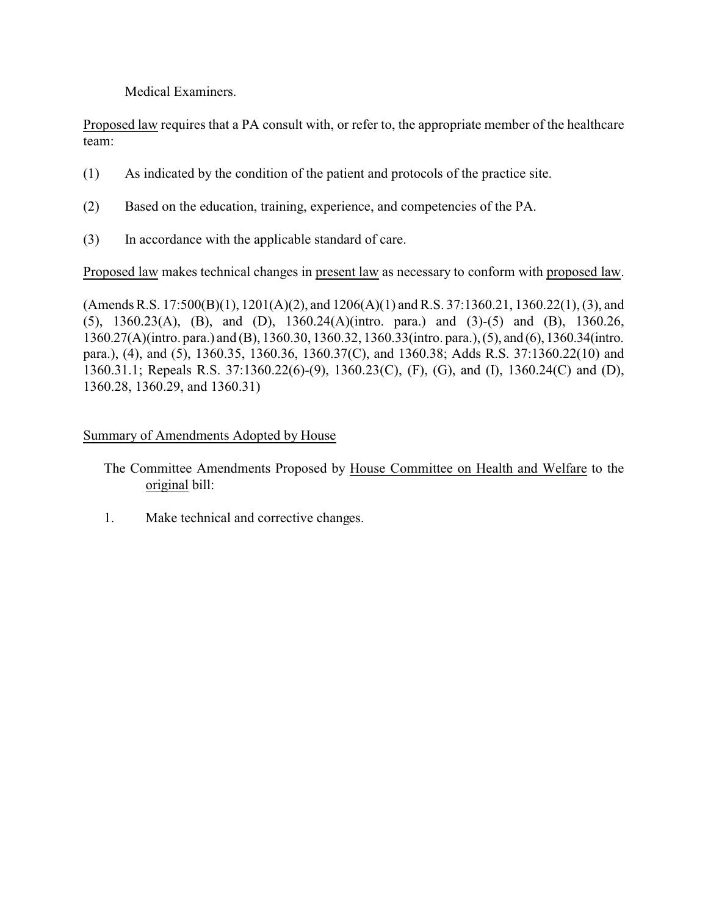Medical Examiners.

Proposed law requires that a PA consult with, or refer to, the appropriate member of the healthcare team:

(1) As indicated by the condition of the patient and protocols of the practice site.

(2) Based on the education, training, experience, and competencies of the PA.

(3) In accordance with the applicable standard of care.

Proposed law makes technical changes in present law as necessary to conform with proposed law.

(Amends R.S. 17:500(B)(1), 1201(A)(2), and 1206(A)(1) and R.S. 37:1360.21, 1360.22(1), (3), and (5), 1360.23(A), (B), and (D), 1360.24(A)(intro. para.) and (3)-(5) and (B), 1360.26, 1360.27(A)(intro. para.) and (B), 1360.30, 1360.32, 1360.33(intro. para.), (5), and (6), 1360.34(intro. para.), (4), and (5), 1360.35, 1360.36, 1360.37(C), and 1360.38; Adds R.S. 37:1360.22(10) and 1360.31.1; Repeals R.S. 37:1360.22(6)-(9), 1360.23(C), (F), (G), and (I), 1360.24(C) and (D), 1360.28, 1360.29, and 1360.31)

Summary of Amendments Adopted by House

The Committee Amendments Proposed by House Committee on Health and Welfare to the original bill:

1. Make technical and corrective changes.